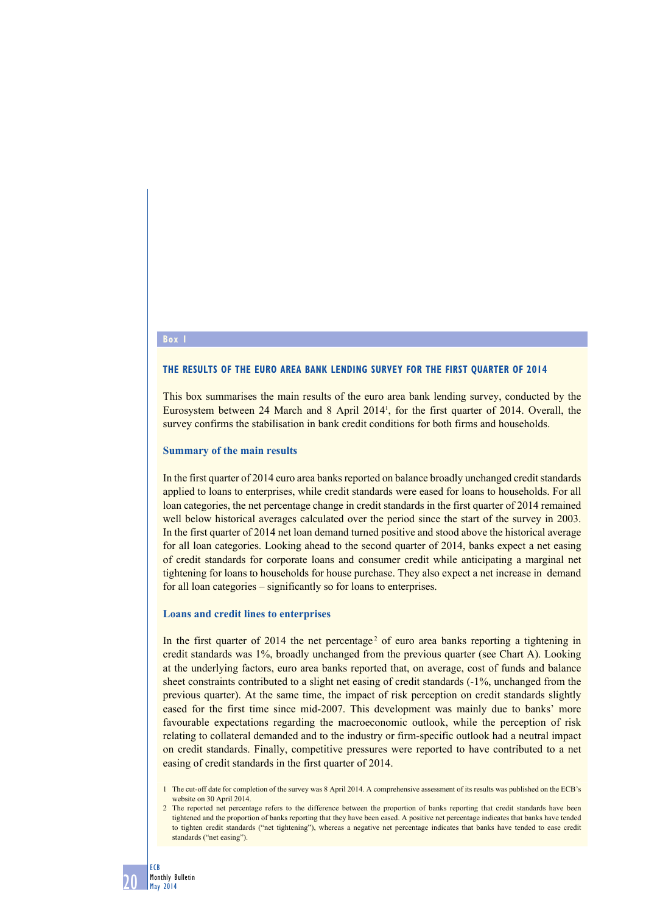**Box 1**

## THE RESULTS OF THE EURO AREA BANK LENDING SURVEY FOR THE FIRST QUARTER OF 2014

This box summarises the main results of the euro area bank lending survey, conducted by the Eurosystem between 24 March and 8 April 2014[1], for the first quarter of 2014. Overall, the survey confirms the stabilisation in bank credit conditions for both firms and households.

### Summary of the main results

In the first quarter of 2014 euro area banks reported on balance broadly unchanged credit standards applied to loans to enterprises, while credit standards were eased for loans to households. For all loan categories, the net percentage change in credit standards in the first quarter of 2014 remained well below historical averages calculated over the period since the start of the survey in 2003. In the first quarter of 2014 net loan demand turned positive and stood above the historical average for all loan categories. Looking ahead to the second quarter of 2014, banks expect a net easing of credit standards for corporate loans and consumer credit while anticipating a marginal net tightening for loans to households for house purchase. They also expect a net increase in demand for all loan categories – significantly so for loans to enterprises.

### Loans and credit lines to enterprises

In the first quarter of 2014 the net percentage[2] of euro area banks reporting a tightening in credit standards was 1%, broadly unchanged from the previous quarter (see Chart A). Looking at the underlying factors, euro area banks reported that, on average, cost of funds and balance sheet constraints contributed to a slight net easing of credit standards (-1%, unchanged from the previous quarter). At the same time, the impact of risk perception on credit standards slightly eased for the first time since mid-2007. This development was mainly due to banks' more favourable expectations regarding the macroeconomic outlook, while the perception of risk relating to collateral demanded and to the industry or firm-specific outlook had a neutral impact on credit standards. Finally, competitive pressures were reported to have contributed to a net easing of credit standards in the first quarter of 2014.

1 The cut-off date for completion of the survey was 8 April 2014. A comprehensive assessment of its results was published on the ECB's website on 30 April 2014.

2 The reported net percentage refers to the difference between the proportion of banks reporting that credit standards have been tightened and the proportion of banks reporting that they have been eased. A positive net percentage indicates that banks have tended to tighten credit standards ("net tightening"), whereas a negative net percentage indicates that banks have tended to ease credit standards ("net easing").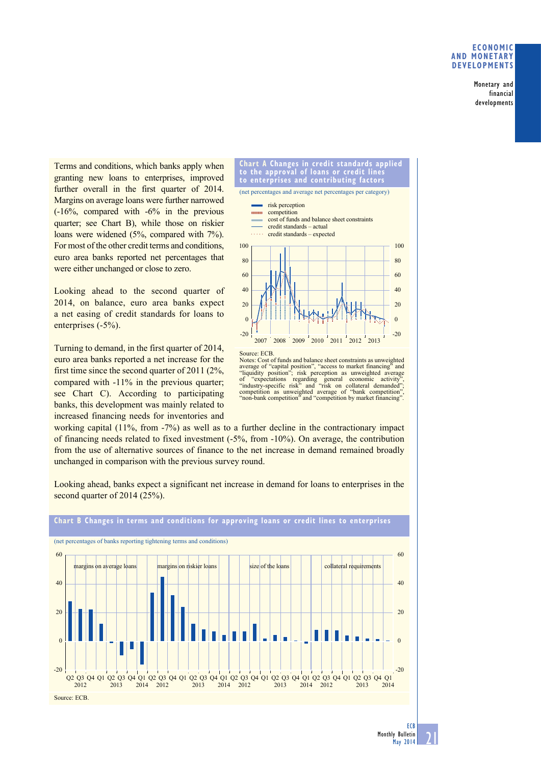Terms and conditions, which banks apply when granting new loans to enterprises, improved further overall in the first quarter of 2014. Margins on average loans were further narrowed (-16%, compared with -6% in the previous quarter; see Chart B), while those on riskier loans were widened (5%, compared with 7%). For most of the other credit terms and conditions, euro area banks reported net percentages that were either unchanged or close to zero.

Looking ahead to the second quarter of 2014, on balance, euro area banks expect a net easing of credit standards for loans to enterprises (-5%).

Turning to demand, in the first quarter of 2014, euro area banks reported a net increase for the first time since the second quarter of 2011 (2%, compared with -11% in the previous quarter; see Chart C). According to participating banks, this development was mainly related to increased financing needs for inventories and working capital (11%, from -7%) as well as to a further decline in the contractionary impact of financing needs related to fixed investment (-5%, from -10%). On average, the contribution from the use of alternative sources of finance to the net increase in demand remained broadly unchanged in comparison with the previous survey round.

Looking ahead, banks expect a significant net increase in demand for loans to enterprises in the second quarter of 2014 (25%).

**Chart A Changes in credit standards applied to the approval of loans or credit lines to enterprises and contributing factors**

(net percentages and average net percentages per category)

- risk perception
- competition
- cost of funds and balance sheet constraints
- credit standards – actual
- credit standards – expected

Source: ECB.
Notes: Cost of funds and balance sheet constraints as unweighted average of "capital position", "access to market financing" and "liquidity position"; risk perception as unweighted average of "expectations regarding general economic activity", "industry-specific risk" and "risk on collateral demanded"; competition as unweighted average of "bank competition", "non-bank competition" and "competition by market financing".

**Chart B Changes in terms and conditions for approving loans or credit lines to enterprises**

(net percentages of banks reporting tightening terms and conditions)

Source: ECB.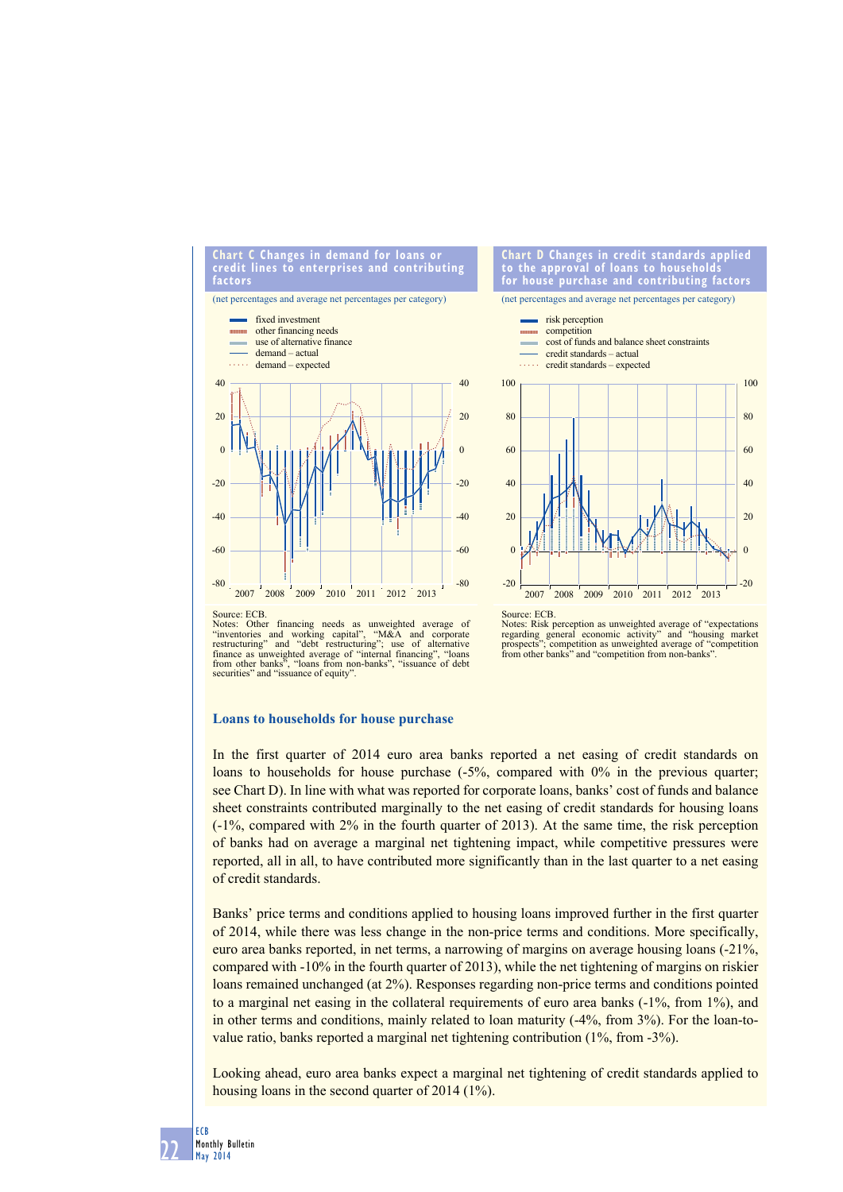**Chart C Changes in demand for loans or credit lines to enterprises and contributing factors**

(net percentages and average net percentages per category)

- fixed investment
- other financing needs
- use of alternative finance
- demand – actual
- demand – expected

Source: ECB.
Notes: Other financing needs as unweighted average of "inventories and working capital", "M&A and corporate restructuring" and "debt restructuring"; use of alternative finance as unweighted average of "internal financing", "loans from other banks", "loans from non-banks", "issuance of debt securities" and "issuance of equity".

**Chart D Changes in credit standards applied to the approval of loans to households for house purchase and contributing factors**

(net percentages and average net percentages per category)

- risk perception
- competition
- cost of funds and balance sheet constraints
- credit standards – actual
- credit standards – expected

Source: ECB.
Notes: Risk perception as unweighted average of "expectations regarding general economic activity" and "housing market prospects"; competition as unweighted average of "competition from other banks" and "competition from non-banks".

## Loans to households for house purchase

In the first quarter of 2014 euro area banks reported a net easing of credit standards on loans to households for house purchase (-5%, compared with 0% in the previous quarter; see Chart D). In line with what was reported for corporate loans, banks' cost of funds and balance sheet constraints contributed marginally to the net easing of credit standards for housing loans (-1%, compared with 2% in the fourth quarter of 2013). At the same time, the risk perception of banks had on average a marginal net tightening impact, while competitive pressures were reported, all in all, to have contributed more significantly than in the last quarter to a net easing of credit standards.

Banks' price terms and conditions applied to housing loans improved further in the first quarter of 2014, while there was less change in the non-price terms and conditions. More specifically, euro area banks reported, in net terms, a narrowing of margins on average housing loans (-21%, compared with -10% in the fourth quarter of 2013), while the net tightening of margins on riskier loans remained unchanged (at 2%). Responses regarding non-price terms and conditions pointed to a marginal net easing in the collateral requirements of euro area banks (-1%, from 1%), and in other terms and conditions, mainly related to loan maturity (-4%, from 3%). For the loan-to-value ratio, banks reported a marginal net tightening contribution (1%, from -3%).

Looking ahead, euro area banks expect a marginal net tightening of credit standards applied to housing loans in the second quarter of 2014 (1%).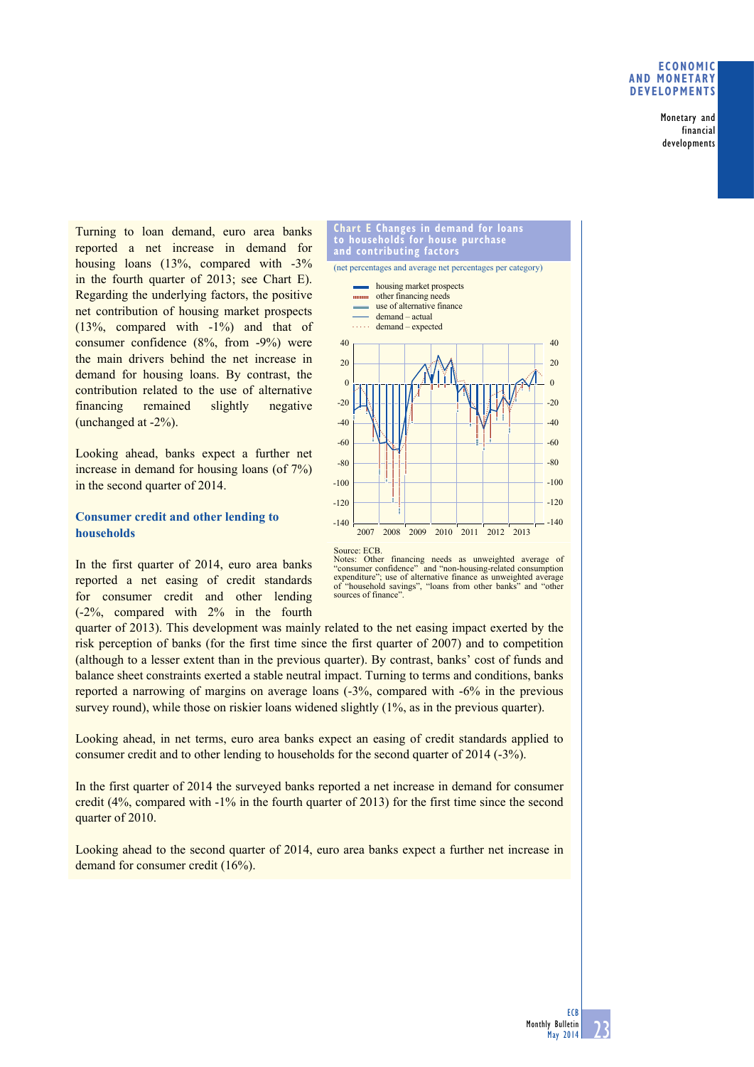Turning to loan demand, euro area banks reported a net increase in demand for housing loans (13%, compared with -3% in the fourth quarter of 2013; see Chart E). Regarding the underlying factors, the positive net contribution of housing market prospects (13%, compared with -1%) and that of consumer confidence (8%, from -9%) were the main drivers behind the net increase in demand for housing loans. By contrast, the contribution related to the use of alternative financing remained slightly negative (unchanged at -2%).

Looking ahead, banks expect a further net increase in demand for housing loans (of 7%) in the second quarter of 2014.

**Chart E Changes in demand for loans to households for house purchase and contributing factors**

(net percentages and average net percentages per category)

- housing market prospects
- other financing needs
- use of alternative finance
- demand – actual
- demand – expected

Source: ECB.
Notes: Other financing needs as unweighted average of "consumer confidence" and "non-housing-related consumption expenditure"; use of alternative finance as unweighted average of "household savings", "loans from other banks" and "other sources of finance".

### Consumer credit and other lending to households

In the first quarter of 2014, euro area banks reported a net easing of credit standards for consumer credit and other lending (-2%, compared with 2% in the fourth quarter of 2013). This development was mainly related to the net easing impact exerted by the risk perception of banks (for the first time since the first quarter of 2007) and to competition (although to a lesser extent than in the previous quarter). By contrast, banks' cost of funds and balance sheet constraints exerted a stable neutral impact. Turning to terms and conditions, banks reported a narrowing of margins on average loans (-3%, compared with -6% in the previous survey round), while those on riskier loans widened slightly (1%, as in the previous quarter).

Looking ahead, in net terms, euro area banks expect an easing of credit standards applied to consumer credit and to other lending to households for the second quarter of 2014 (-3%).

In the first quarter of 2014 the surveyed banks reported a net increase in demand for consumer credit (4%, compared with -1% in the fourth quarter of 2013) for the first time since the second quarter of 2010.

Looking ahead to the second quarter of 2014, euro area banks expect a further net increase in demand for consumer credit (16%).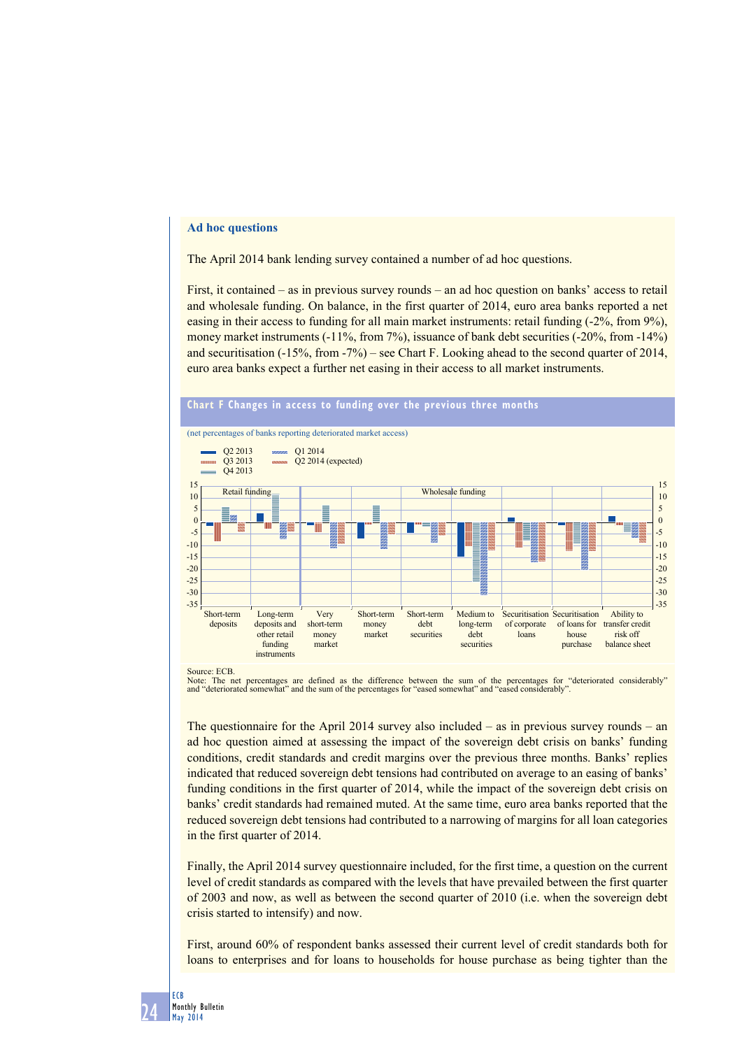## Ad hoc questions

The April 2014 bank lending survey contained a number of ad hoc questions.

First, it contained – as in previous survey rounds – an ad hoc question on banks' access to retail and wholesale funding. On balance, in the first quarter of 2014, euro area banks reported a net easing in their access to funding for all main market instruments: retail funding (-2%, from 9%), money market instruments (-11%, from 7%), issuance of bank debt securities (-20%, from -14%) and securitisation (-15%, from -7%) – see Chart F. Looking ahead to the second quarter of 2014, euro area banks expect a further net easing in their access to all market instruments.

**Chart F Changes in access to funding over the previous three months**

(net percentages of banks reporting deteriorated market access)

Legend: Q2 2013; Q3 2013; Q4 2013; Q1 2014; Q2 2014 (expected)

Retail funding: Short-term deposits; Long-term deposits and other retail funding instruments

Wholesale funding: Very short-term money market; Short-term money market; Short-term debt securities; Medium to long-term debt securities; Securitisation of corporate loans; Securitisation of loans for house purchase; Ability to transfer credit risk off balance sheet

Source: ECB.
Note: The net percentages are defined as the difference between the sum of the percentages for "deteriorated considerably" and "deteriorated somewhat" and the sum of the percentages for "eased somewhat" and "eased considerably".

The questionnaire for the April 2014 survey also included – as in previous survey rounds – an ad hoc question aimed at assessing the impact of the sovereign debt crisis on banks' funding conditions, credit standards and credit margins over the previous three months. Banks' replies indicated that reduced sovereign debt tensions had contributed on average to an easing of banks' funding conditions in the first quarter of 2014, while the impact of the sovereign debt crisis on banks' credit standards had remained muted. At the same time, euro area banks reported that the reduced sovereign debt tensions had contributed to a narrowing of margins for all loan categories in the first quarter of 2014.

Finally, the April 2014 survey questionnaire included, for the first time, a question on the current level of credit standards as compared with the levels that have prevailed between the first quarter of 2003 and now, as well as between the second quarter of 2010 (i.e. when the sovereign debt crisis started to intensify) and now.

First, around 60% of respondent banks assessed their current level of credit standards both for loans to enterprises and for loans to households for house purchase as being tighter than the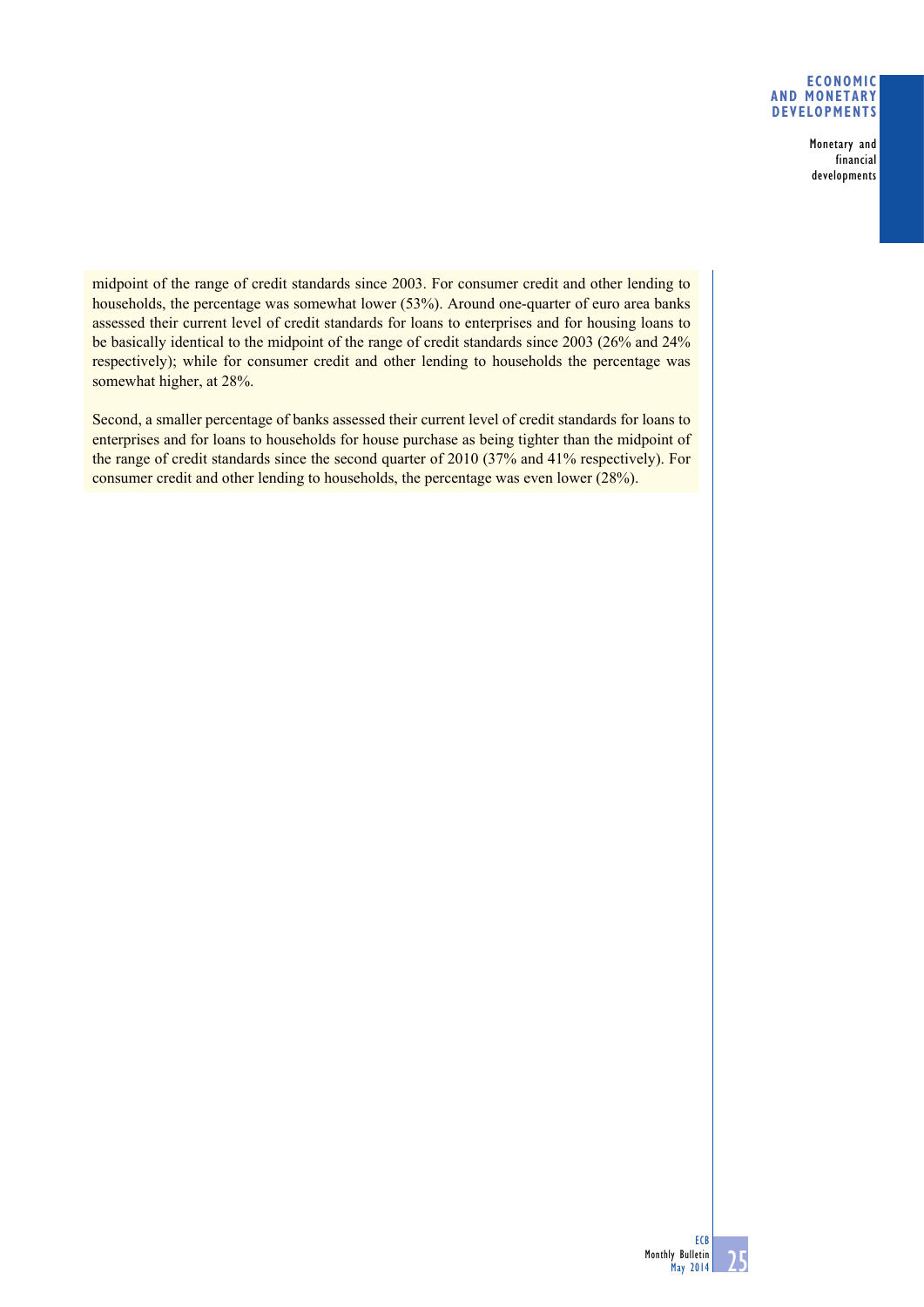midpoint of the range of credit standards since 2003. For consumer credit and other lending to households, the percentage was somewhat lower (53%). Around one-quarter of euro area banks assessed their current level of credit standards for loans to enterprises and for housing loans to be basically identical to the midpoint of the range of credit standards since 2003 (26% and 24% respectively); while for consumer credit and other lending to households the percentage was somewhat higher, at 28%.

Second, a smaller percentage of banks assessed their current level of credit standards for loans to enterprises and for loans to households for house purchase as being tighter than the midpoint of the range of credit standards since the second quarter of 2010 (37% and 41% respectively). For consumer credit and other lending to households, the percentage was even lower (28%).